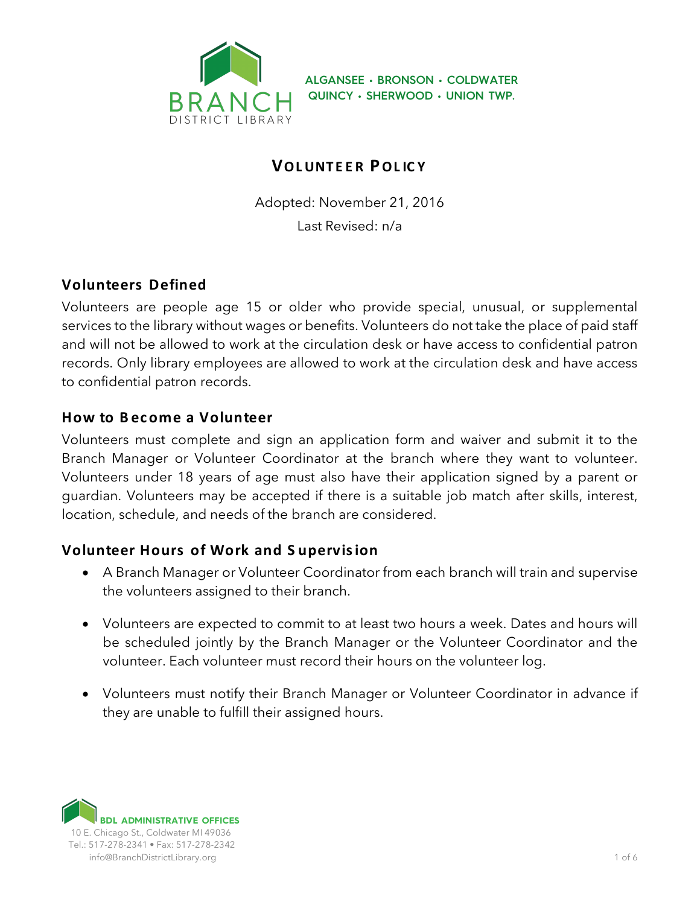BRANCH DISTRICT LIBRARY

ALGANSEE • BRONSON • COLDWATER
QUINCY • SHERWOOD • UNION TWP.

# VOLUNTEER POLICY

Adopted: November 21, 2016

Last Revised: n/a

## Volunteers Defined

Volunteers are people age 15 or older who provide special, unusual, or supplemental services to the library without wages or benefits. Volunteers do not take the place of paid staff and will not be allowed to work at the circulation desk or have access to confidential patron records. Only library employees are allowed to work at the circulation desk and have access to confidential patron records.

## How to Become a Volunteer

Volunteers must complete and sign an application form and waiver and submit it to the Branch Manager or Volunteer Coordinator at the branch where they want to volunteer. Volunteers under 18 years of age must also have their application signed by a parent or guardian. Volunteers may be accepted if there is a suitable job match after skills, interest, location, schedule, and needs of the branch are considered.

## Volunteer Hours of Work and Supervision

- A Branch Manager or Volunteer Coordinator from each branch will train and supervise the volunteers assigned to their branch.
- Volunteers are expected to commit to at least two hours a week. Dates and hours will be scheduled jointly by the Branch Manager or the Volunteer Coordinator and the volunteer. Each volunteer must record their hours on the volunteer log.
- Volunteers must notify their Branch Manager or Volunteer Coordinator in advance if they are unable to fulfill their assigned hours.

BDL ADMINISTRATIVE OFFICES
10 E. Chicago St., Coldwater MI 49036
Tel.: 517-278-2341 • Fax: 517-278-2342
info@BranchDistrictLibrary.org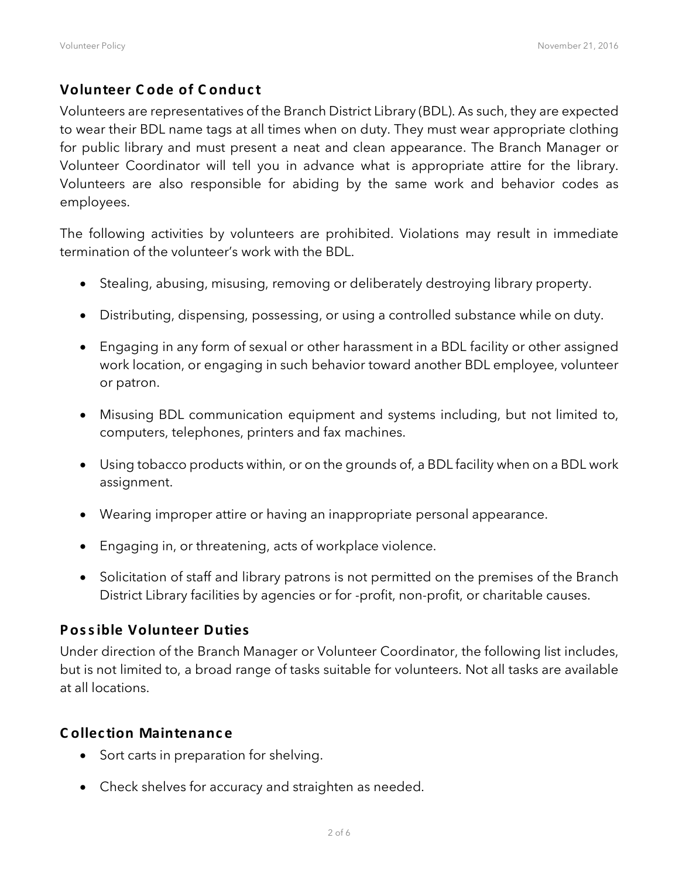## Volunteer Code of Conduct

Volunteers are representatives of the Branch District Library (BDL). As such, they are expected to wear their BDL name tags at all times when on duty. They must wear appropriate clothing for public library and must present a neat and clean appearance. The Branch Manager or Volunteer Coordinator will tell you in advance what is appropriate attire for the library. Volunteers are also responsible for abiding by the same work and behavior codes as employees.

The following activities by volunteers are prohibited. Violations may result in immediate termination of the volunteer's work with the BDL.

- Stealing, abusing, misusing, removing or deliberately destroying library property.
- Distributing, dispensing, possessing, or using a controlled substance while on duty.
- Engaging in any form of sexual or other harassment in a BDL facility or other assigned work location, or engaging in such behavior toward another BDL employee, volunteer or patron.
- Misusing BDL communication equipment and systems including, but not limited to, computers, telephones, printers and fax machines.
- Using tobacco products within, or on the grounds of, a BDL facility when on a BDL work assignment.
- Wearing improper attire or having an inappropriate personal appearance.
- Engaging in, or threatening, acts of workplace violence.
- Solicitation of staff and library patrons is not permitted on the premises of the Branch District Library facilities by agencies or for -profit, non-profit, or charitable causes.

## Possible Volunteer Duties

Under direction of the Branch Manager or Volunteer Coordinator, the following list includes, but is not limited to, a broad range of tasks suitable for volunteers. Not all tasks are available at all locations.

## Collection Maintenance

- Sort carts in preparation for shelving.
- Check shelves for accuracy and straighten as needed.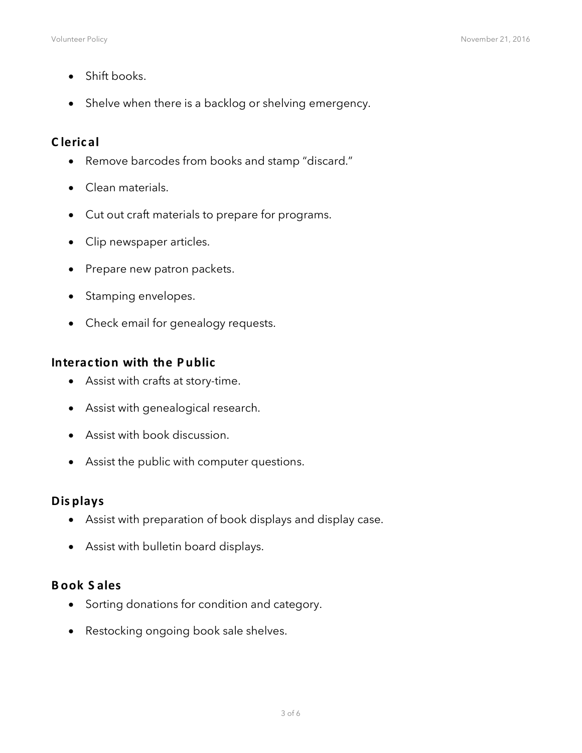- Shift books.
- Shelve when there is a backlog or shelving emergency.

### Clerical

- Remove barcodes from books and stamp "discard."
- Clean materials.
- Cut out craft materials to prepare for programs.
- Clip newspaper articles.
- Prepare new patron packets.
- Stamping envelopes.
- Check email for genealogy requests.

### Interaction with the Public

- Assist with crafts at story-time.
- Assist with genealogical research.
- Assist with book discussion.
- Assist the public with computer questions.

### Displays

- Assist with preparation of book displays and display case.
- Assist with bulletin board displays.

### Book Sales

- Sorting donations for condition and category.
- Restocking ongoing book sale shelves.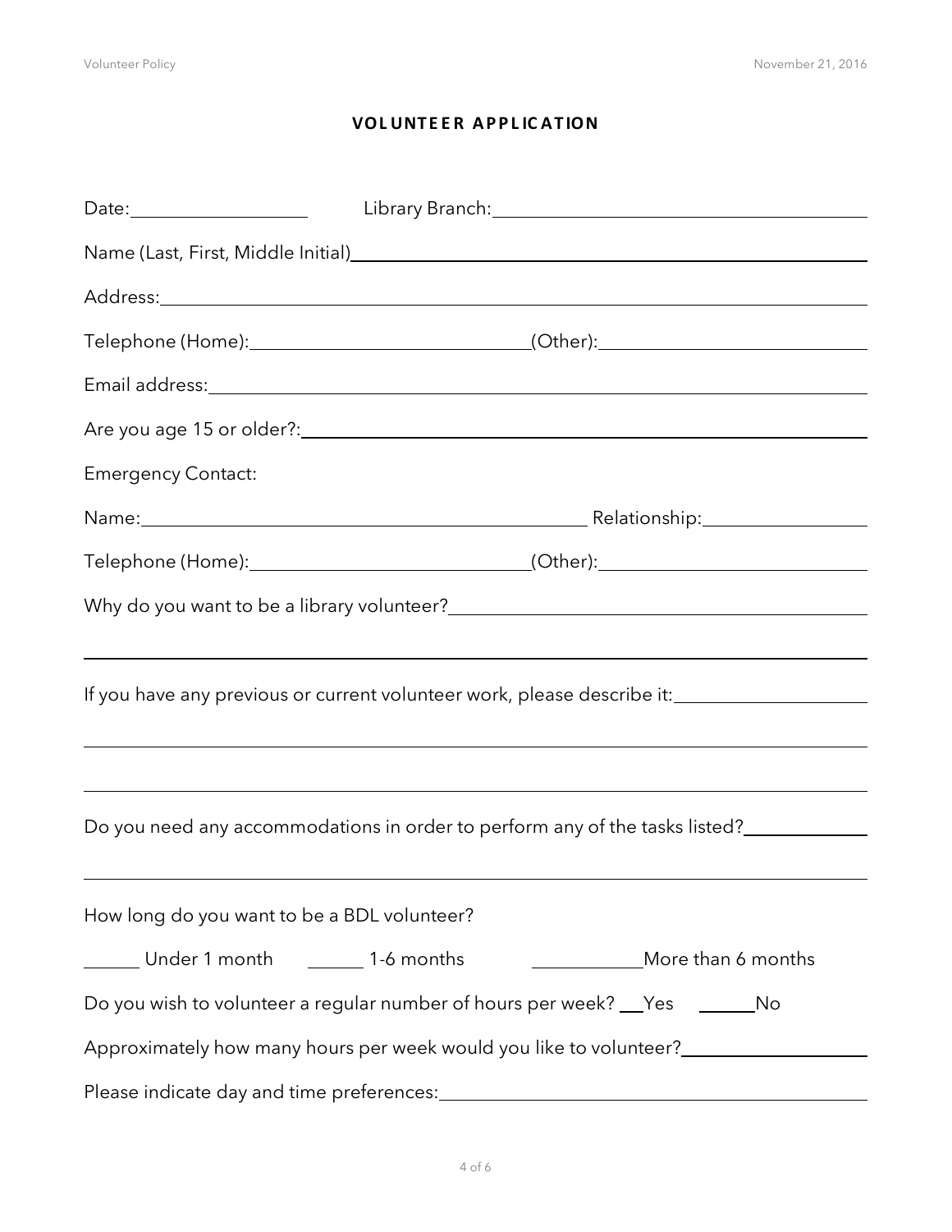## VOLUNTEER APPLICATION

Date: ____________________ Library Branch: ____________________________________________

Name (Last, First, Middle Initial) ____________________________________________

Address: ____________________________________________

Telephone (Home): ______________________________ (Other): ____________________________

Email address: ____________________________________________

Are you age 15 or older?: ____________________________________________

Emergency Contact:

Name: ____________________________________________ Relationship: __________________

Telephone (Home): ______________________________ (Other): ____________________________

Why do you want to be a library volunteer? ____________________________________________

____________________________________________________________________________

If you have any previous or current volunteer work, please describe it: ____________________

____________________________________________________________________________

____________________________________________________________________________

Do you need any accommodations in order to perform any of the tasks listed? ____________

____________________________________________________________________________

How long do you want to be a BDL volunteer?

______ Under 1 month ______ 1-6 months ____________ More than 6 months

Do you wish to volunteer a regular number of hours per week? __ Yes ______ No

Approximately how many hours per week would you like to volunteer? ____________________

Please indicate day and time preferences: ____________________________________________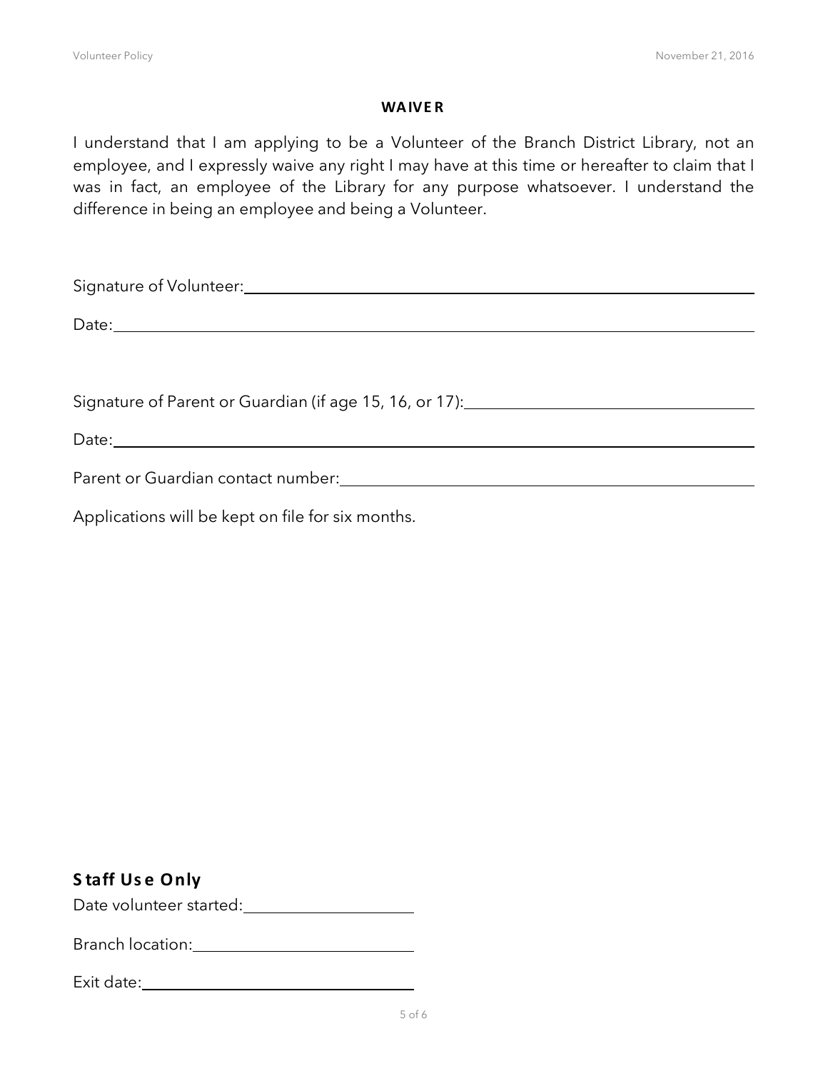**WAIVER**

I understand that I am applying to be a Volunteer of the Branch District Library, not an employee, and I expressly waive any right I may have at this time or hereafter to claim that I was in fact, an employee of the Library for any purpose whatsoever. I understand the difference in being an employee and being a Volunteer.

Signature of Volunteer: ____________________________________________

Date: ____________________________________________

Signature of Parent or Guardian (if age 15, 16, or 17): ____________________________

Date: ____________________________________________

Parent or Guardian contact number: ____________________________________

Applications will be kept on file for six months.

## Staff Use Only

Date volunteer started: ____________________

Branch location: ____________________

Exit date: ____________________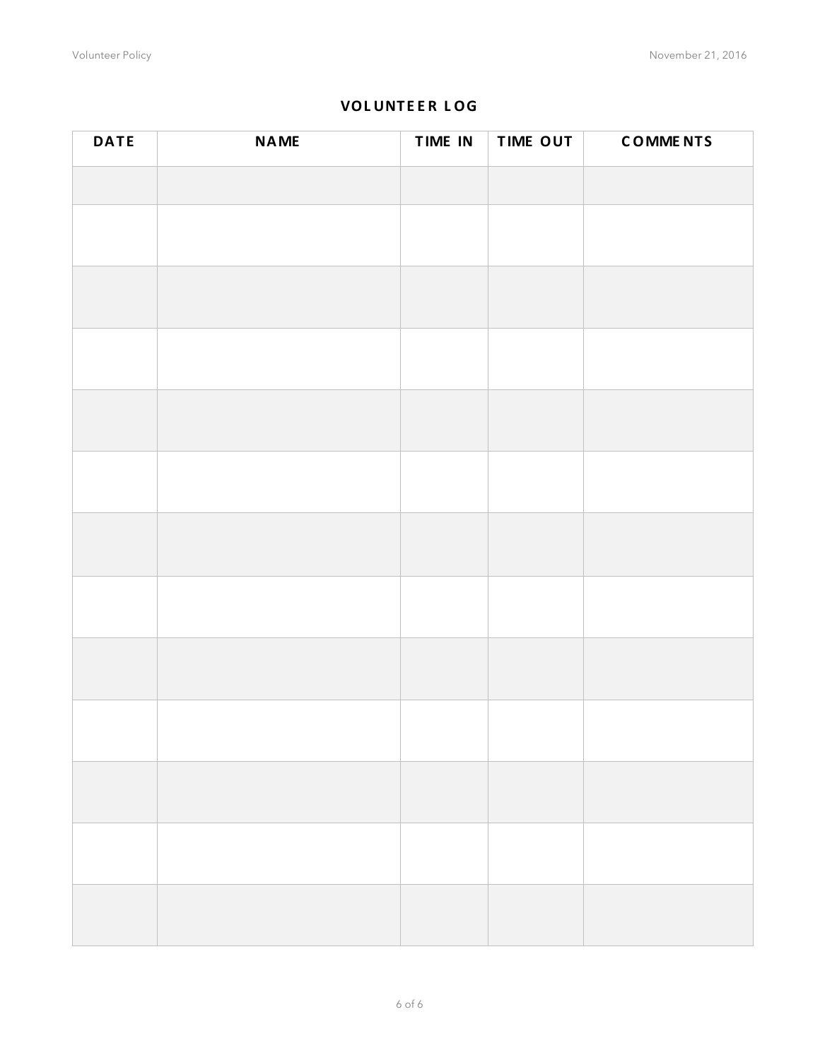## VOLUNTEER LOG

| DATE | NAME | TIME IN | TIME OUT | COMMENTS |
|---|---|---|---|---|
| | | | | |
| | | | | |
| | | | | |
| | | | | |
| | | | | |
| | | | | |
| | | | | |
| | | | | |
| | | | | |
| | | | | |
| | | | | |
| | | | | |
| | | | | |